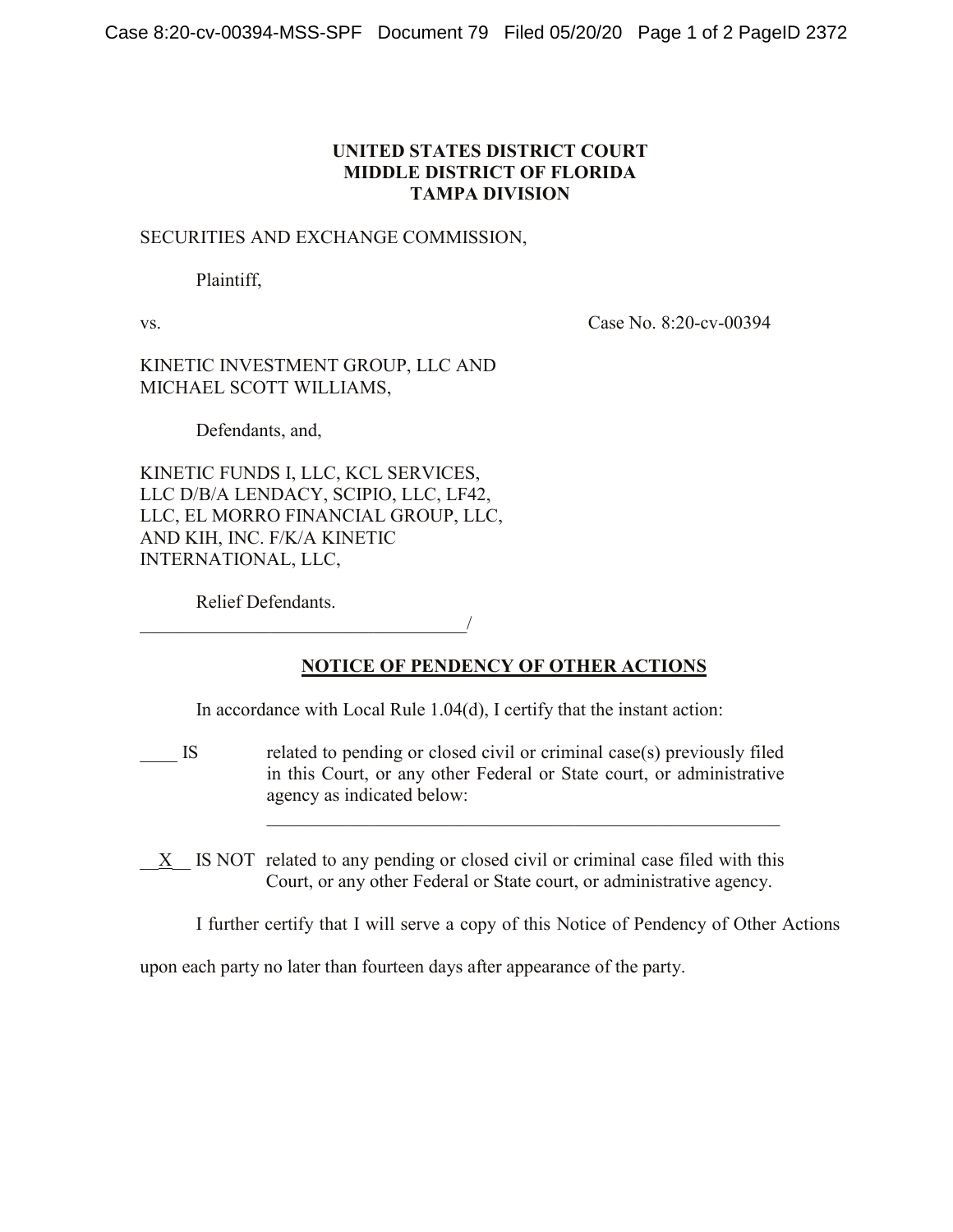**UNITED STATES DISTRICT COURT**
**MIDDLE DISTRICT OF FLORIDA**
**TAMPA DIVISION**

SECURITIES AND EXCHANGE COMMISSION,

Plaintiff,

vs. Case No. 8:20-cv-00394

KINETIC INVESTMENT GROUP, LLC AND MICHAEL SCOTT WILLIAMS,

Defendants, and,

KINETIC FUNDS I, LLC, KCL SERVICES, LLC D/B/A LENDACY, SCIPIO, LLC, LF42, LLC, EL MORRO FINANCIAL GROUP, LLC, AND KIH, INC. F/K/A KINETIC INTERNATIONAL, LLC,

Relief Defendants.
_____________________________________/

## NOTICE OF PENDENCY OF OTHER ACTIONS

In accordance with Local Rule 1.04(d), I certify that the instant action:

____ IS related to pending or closed civil or criminal case(s) previously filed in this Court, or any other Federal or State court, or administrative agency as indicated below:

_________________________________________________________

__X__ IS NOT related to any pending or closed civil or criminal case filed with this Court, or any other Federal or State court, or administrative agency.

I further certify that I will serve a copy of this Notice of Pendency of Other Actions upon each party no later than fourteen days after appearance of the party.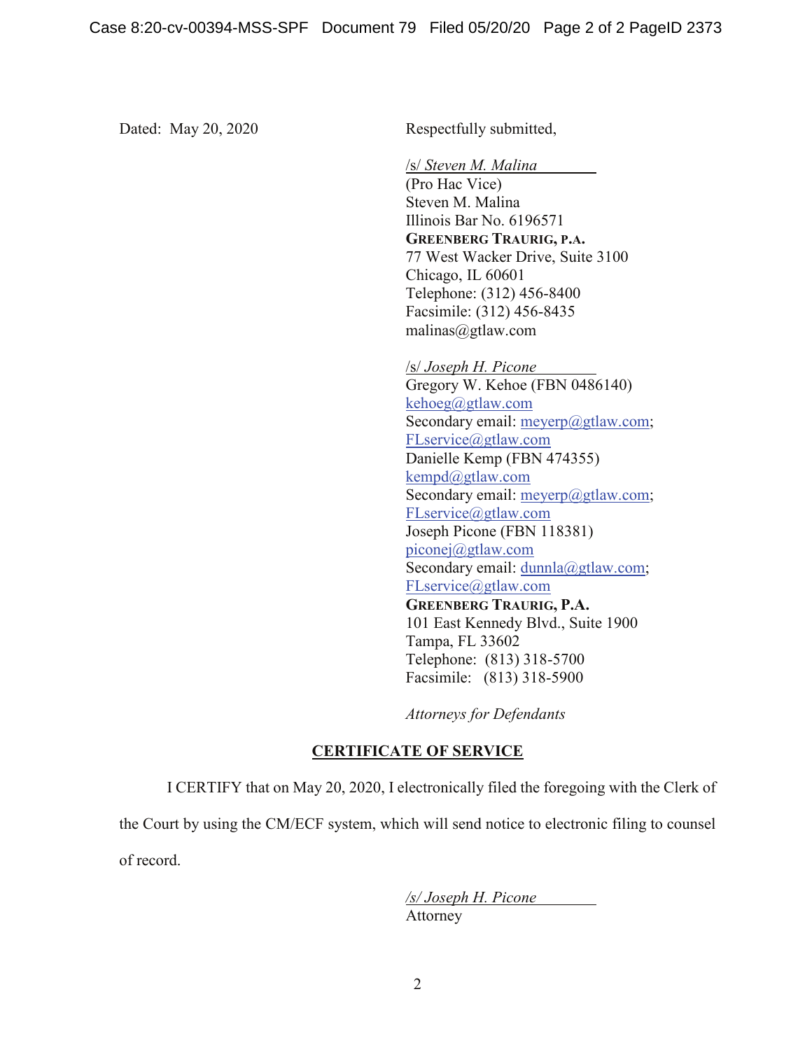Dated: May 20, 2020

Respectfully submitted,

/s/ *Steven M. Malina*
(Pro Hac Vice)
Steven M. Malina
Illinois Bar No. 6196571
**GREENBERG TRAURIG, P.A.**
77 West Wacker Drive, Suite 3100
Chicago, IL 60601
Telephone: (312) 456-8400
Facsimile: (312) 456-8435
malinas@gtlaw.com

/s/ *Joseph H. Picone*
Gregory W. Kehoe (FBN 0486140)
kehoeg@gtlaw.com
Secondary email: meyerp@gtlaw.com;
FLservice@gtlaw.com
Danielle Kemp (FBN 474355)
kempd@gtlaw.com
Secondary email: meyerp@gtlaw.com;
FLservice@gtlaw.com
Joseph Picone (FBN 118381)
piconej@gtlaw.com
Secondary email: dunnla@gtlaw.com;
FLservice@gtlaw.com
**GREENBERG TRAURIG, P.A.**
101 East Kennedy Blvd., Suite 1900
Tampa, FL 33602
Telephone: (813) 318-5700
Facsimile: (813) 318-5900

*Attorneys for Defendants*

## CERTIFICATE OF SERVICE

I CERTIFY that on May 20, 2020, I electronically filed the foregoing with the Clerk of the Court by using the CM/ECF system, which will send notice to electronic filing to counsel of record.

*/s/ Joseph H. Picone*
Attorney